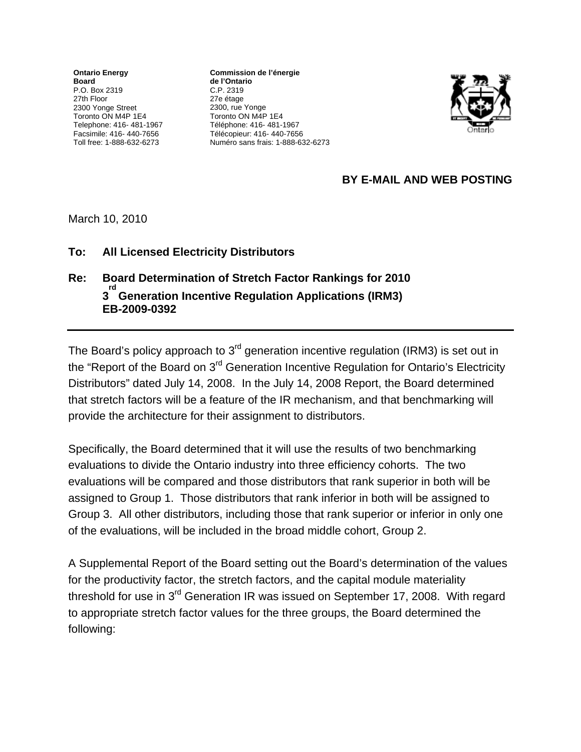**Ontario Energy Board**
P.O. Box 2319
27th Floor
2300 Yonge Street
Toronto ON M4P 1E4
Telephone: 416- 481-1967
Facsimile: 416- 440-7656
Toll free: 1-888-632-6273

**Commission de l'énergie de l'Ontario**
C.P. 2319
27e étage
2300, rue Yonge
Toronto ON M4P 1E4
Téléphone: 416- 481-1967
Télécopieur: 416- 440-7656
Numéro sans frais: 1-888-632-6273

**BY E-MAIL AND WEB POSTING**

March 10, 2010

**To: All Licensed Electricity Distributors**

**Re: Board Determination of Stretch Factor Rankings for 2010 3rd Generation Incentive Regulation Applications (IRM3) EB-2009-0392**

---

The Board's policy approach to 3rd generation incentive regulation (IRM3) is set out in the "Report of the Board on 3rd Generation Incentive Regulation for Ontario's Electricity Distributors" dated July 14, 2008. In the July 14, 2008 Report, the Board determined that stretch factors will be a feature of the IR mechanism, and that benchmarking will provide the architecture for their assignment to distributors.

Specifically, the Board determined that it will use the results of two benchmarking evaluations to divide the Ontario industry into three efficiency cohorts. The two evaluations will be compared and those distributors that rank superior in both will be assigned to Group 1. Those distributors that rank inferior in both will be assigned to Group 3. All other distributors, including those that rank superior or inferior in only one of the evaluations, will be included in the broad middle cohort, Group 2.

A Supplemental Report of the Board setting out the Board's determination of the values for the productivity factor, the stretch factors, and the capital module materiality threshold for use in 3rd Generation IR was issued on September 17, 2008. With regard to appropriate stretch factor values for the three groups, the Board determined the following: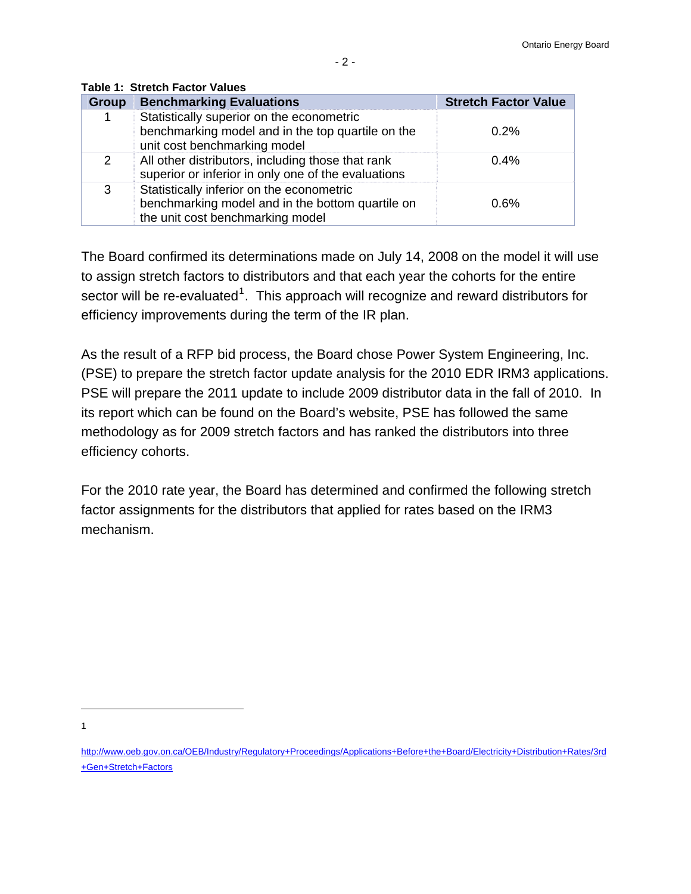**Table 1: Stretch Factor Values**

| Group | Benchmarking Evaluations | Stretch Factor Value |
|---|---|---|
| 1 | Statistically superior on the econometric benchmarking model and in the top quartile on the unit cost benchmarking model | 0.2% |
| 2 | All other distributors, including those that rank superior or inferior in only one of the evaluations | 0.4% |
| 3 | Statistically inferior on the econometric benchmarking model and in the bottom quartile on the unit cost benchmarking model | 0.6% |

The Board confirmed its determinations made on July 14, 2008 on the model it will use to assign stretch factors to distributors and that each year the cohorts for the entire sector will be re-evaluated[1]. This approach will recognize and reward distributors for efficiency improvements during the term of the IR plan.

As the result of a RFP bid process, the Board chose Power System Engineering, Inc. (PSE) to prepare the stretch factor update analysis for the 2010 EDR IRM3 applications. PSE will prepare the 2011 update to include 2009 distributor data in the fall of 2010. In its report which can be found on the Board's website, PSE has followed the same methodology as for 2009 stretch factors and has ranked the distributors into three efficiency cohorts.

For the 2010 rate year, the Board has determined and confirmed the following stretch factor assignments for the distributors that applied for rates based on the IRM3 mechanism.

---

[1] http://www.oeb.gov.on.ca/OEB/Industry/Regulatory+Proceedings/Applications+Before+the+Board/Electricity+Distribution+Rates/3rd+Gen+Stretch+Factors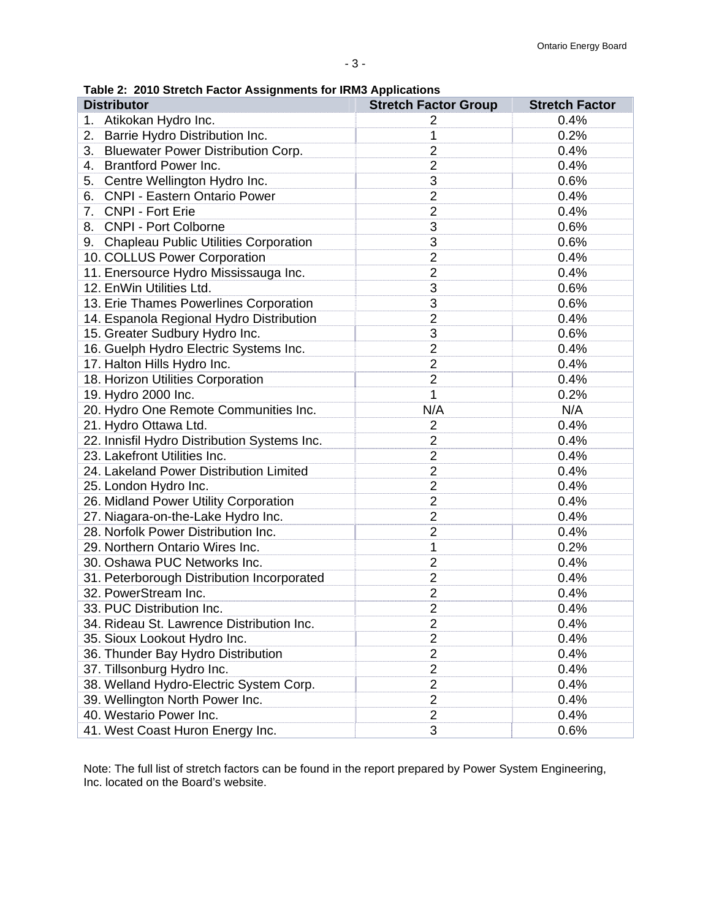**Table 2: 2010 Stretch Factor Assignments for IRM3 Applications**

| Distributor | Stretch Factor Group | Stretch Factor |
|---|---|---|
| 1. Atikokan Hydro Inc. | 2 | 0.4% |
| 2. Barrie Hydro Distribution Inc. | 1 | 0.2% |
| 3. Bluewater Power Distribution Corp. | 2 | 0.4% |
| 4. Brantford Power Inc. | 2 | 0.4% |
| 5. Centre Wellington Hydro Inc. | 3 | 0.6% |
| 6. CNPI - Eastern Ontario Power | 2 | 0.4% |
| 7. CNPI - Fort Erie | 2 | 0.4% |
| 8. CNPI - Port Colborne | 3 | 0.6% |
| 9. Chapleau Public Utilities Corporation | 3 | 0.6% |
| 10. COLLUS Power Corporation | 2 | 0.4% |
| 11. Enersource Hydro Mississauga Inc. | 2 | 0.4% |
| 12. EnWin Utilities Ltd. | 3 | 0.6% |
| 13. Erie Thames Powerlines Corporation | 3 | 0.6% |
| 14. Espanola Regional Hydro Distribution | 2 | 0.4% |
| 15. Greater Sudbury Hydro Inc. | 3 | 0.6% |
| 16. Guelph Hydro Electric Systems Inc. | 2 | 0.4% |
| 17. Halton Hills Hydro Inc. | 2 | 0.4% |
| 18. Horizon Utilities Corporation | 2 | 0.4% |
| 19. Hydro 2000 Inc. | 1 | 0.2% |
| 20. Hydro One Remote Communities Inc. | N/A | N/A |
| 21. Hydro Ottawa Ltd. | 2 | 0.4% |
| 22. Innisfil Hydro Distribution Systems Inc. | 2 | 0.4% |
| 23. Lakefront Utilities Inc. | 2 | 0.4% |
| 24. Lakeland Power Distribution Limited | 2 | 0.4% |
| 25. London Hydro Inc. | 2 | 0.4% |
| 26. Midland Power Utility Corporation | 2 | 0.4% |
| 27. Niagara-on-the-Lake Hydro Inc. | 2 | 0.4% |
| 28. Norfolk Power Distribution Inc. | 2 | 0.4% |
| 29. Northern Ontario Wires Inc. | 1 | 0.2% |
| 30. Oshawa PUC Networks Inc. | 2 | 0.4% |
| 31. Peterborough Distribution Incorporated | 2 | 0.4% |
| 32. PowerStream Inc. | 2 | 0.4% |
| 33. PUC Distribution Inc. | 2 | 0.4% |
| 34. Rideau St. Lawrence Distribution Inc. | 2 | 0.4% |
| 35. Sioux Lookout Hydro Inc. | 2 | 0.4% |
| 36. Thunder Bay Hydro Distribution | 2 | 0.4% |
| 37. Tillsonburg Hydro Inc. | 2 | 0.4% |
| 38. Welland Hydro-Electric System Corp. | 2 | 0.4% |
| 39. Wellington North Power Inc. | 2 | 0.4% |
| 40. Westario Power Inc. | 2 | 0.4% |
| 41. West Coast Huron Energy Inc. | 3 | 0.6% |

Note: The full list of stretch factors can be found in the report prepared by Power System Engineering, Inc. located on the Board's website.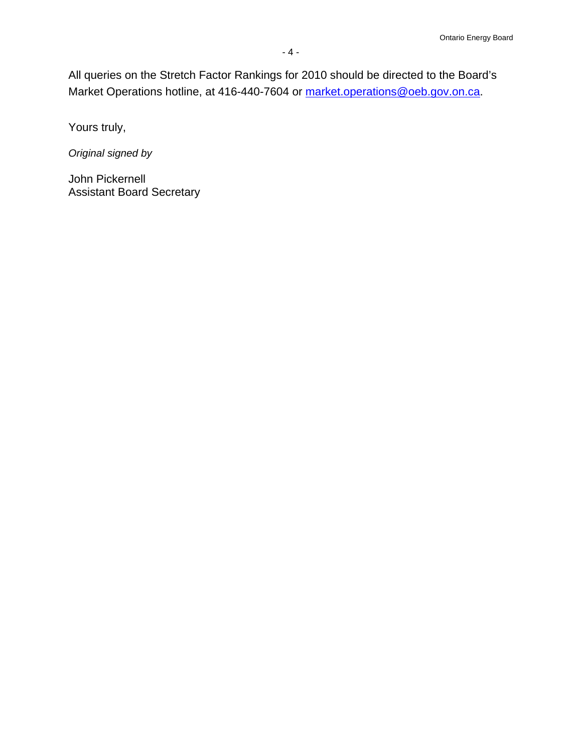All queries on the Stretch Factor Rankings for 2010 should be directed to the Board's Market Operations hotline, at 416-440-7604 or market.operations@oeb.gov.on.ca.

Yours truly,

*Original signed by*

John Pickernell
Assistant Board Secretary